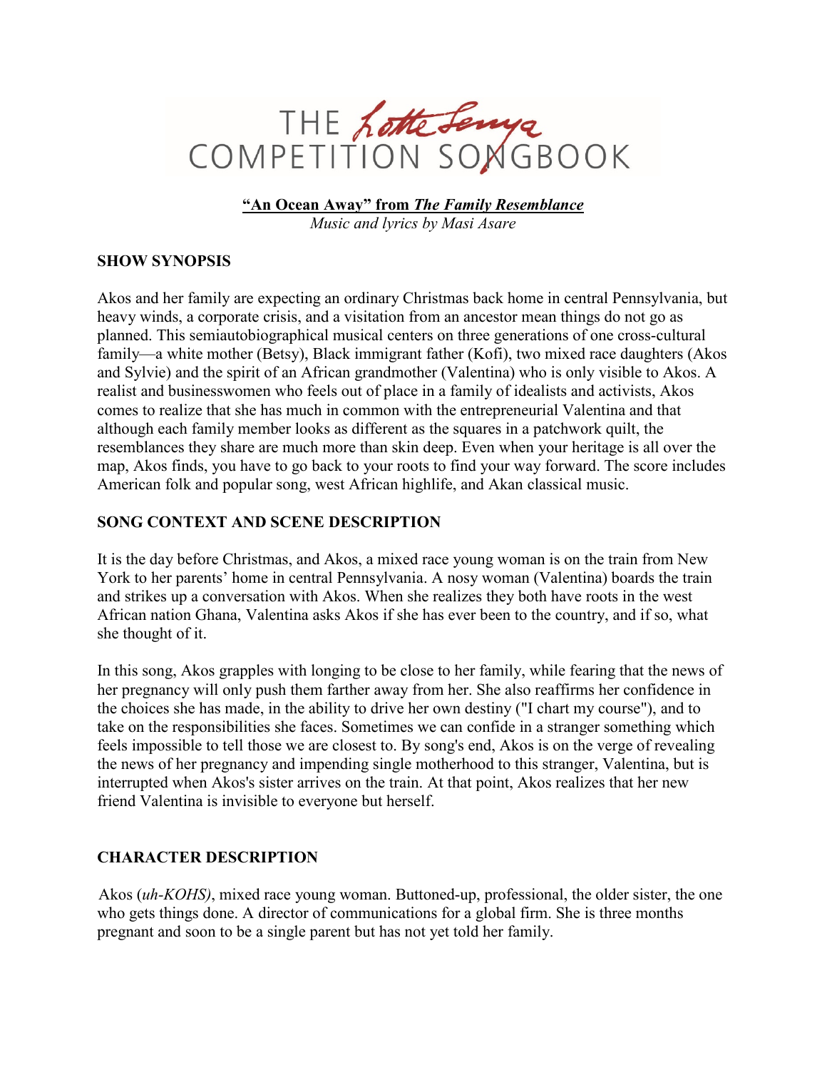# THE *Lotte Lenya* COMPETITION SONGBOOK

**"An Ocean Away" from *The Family Resemblance***

*Music and lyrics by Masi Asare*

## SHOW SYNOPSIS

Akos and her family are expecting an ordinary Christmas back home in central Pennsylvania, but heavy winds, a corporate crisis, and a visitation from an ancestor mean things do not go as planned. This semiautobiographical musical centers on three generations of one cross-cultural family—a white mother (Betsy), Black immigrant father (Kofi), two mixed race daughters (Akos and Sylvie) and the spirit of an African grandmother (Valentina) who is only visible to Akos. A realist and businesswomen who feels out of place in a family of idealists and activists, Akos comes to realize that she has much in common with the entrepreneurial Valentina and that although each family member looks as different as the squares in a patchwork quilt, the resemblances they share are much more than skin deep. Even when your heritage is all over the map, Akos finds, you have to go back to your roots to find your way forward. The score includes American folk and popular song, west African highlife, and Akan classical music.

## SONG CONTEXT AND SCENE DESCRIPTION

It is the day before Christmas, and Akos, a mixed race young woman is on the train from New York to her parents' home in central Pennsylvania. A nosy woman (Valentina) boards the train and strikes up a conversation with Akos. When she realizes they both have roots in the west African nation Ghana, Valentina asks Akos if she has ever been to the country, and if so, what she thought of it.

In this song, Akos grapples with longing to be close to her family, while fearing that the news of her pregnancy will only push them farther away from her. She also reaffirms her confidence in the choices she has made, in the ability to drive her own destiny ("I chart my course"), and to take on the responsibilities she faces. Sometimes we can confide in a stranger something which feels impossible to tell those we are closest to. By song's end, Akos is on the verge of revealing the news of her pregnancy and impending single motherhood to this stranger, Valentina, but is interrupted when Akos's sister arrives on the train. At that point, Akos realizes that her new friend Valentina is invisible to everyone but herself.

## CHARACTER DESCRIPTION

Akos (*uh-KOHS)*, mixed race young woman. Buttoned-up, professional, the older sister, the one who gets things done. A director of communications for a global firm. She is three months pregnant and soon to be a single parent but has not yet told her family.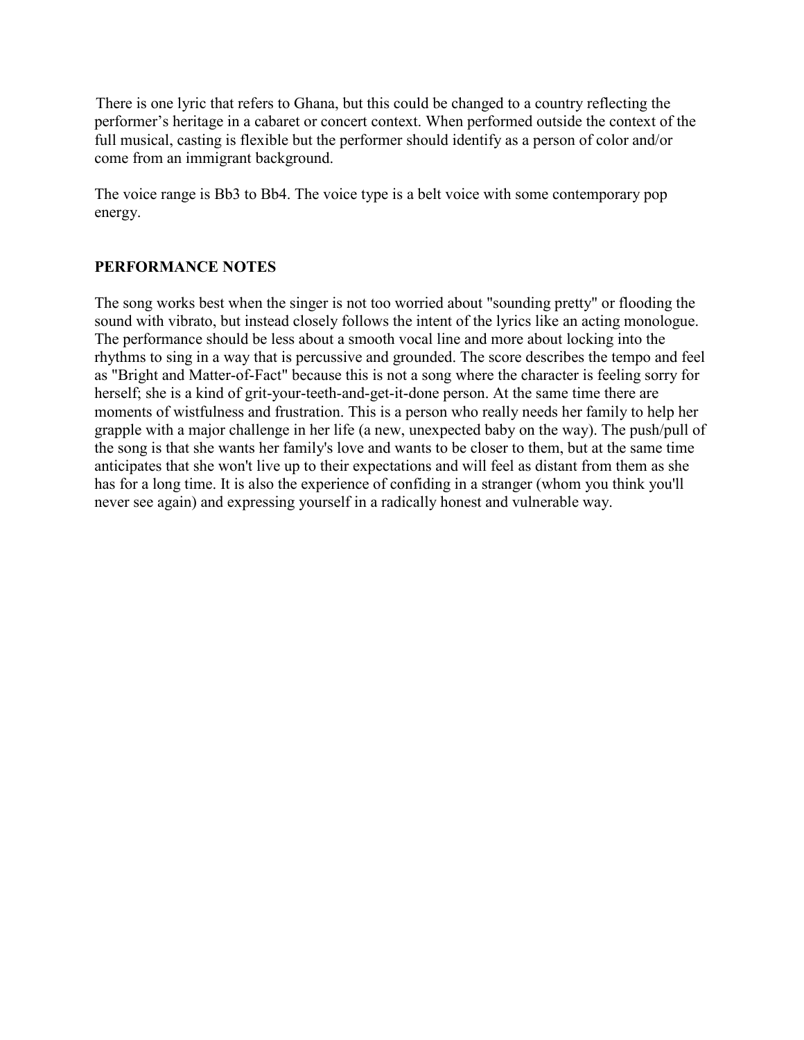There is one lyric that refers to Ghana, but this could be changed to a country reflecting the performer's heritage in a cabaret or concert context. When performed outside the context of the full musical, casting is flexible but the performer should identify as a person of color and/or come from an immigrant background.

The voice range is Bb3 to Bb4. The voice type is a belt voice with some contemporary pop energy.

## PERFORMANCE NOTES

The song works best when the singer is not too worried about "sounding pretty" or flooding the sound with vibrato, but instead closely follows the intent of the lyrics like an acting monologue. The performance should be less about a smooth vocal line and more about locking into the rhythms to sing in a way that is percussive and grounded. The score describes the tempo and feel as "Bright and Matter-of-Fact" because this is not a song where the character is feeling sorry for herself; she is a kind of grit-your-teeth-and-get-it-done person. At the same time there are moments of wistfulness and frustration. This is a person who really needs her family to help her grapple with a major challenge in her life (a new, unexpected baby on the way). The push/pull of the song is that she wants her family's love and wants to be closer to them, but at the same time anticipates that she won't live up to their expectations and will feel as distant from them as she has for a long time. It is also the experience of confiding in a stranger (whom you think you'll never see again) and expressing yourself in a radically honest and vulnerable way.